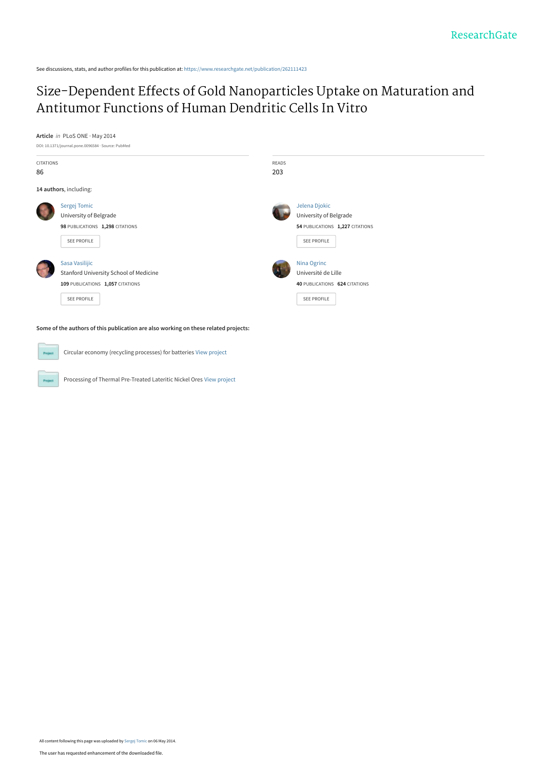See discussions, stats, and author profiles for this publication at: https://www.researchgate.net/publication/262111423

# Size-Dependent Effects of Gold Nanoparticles Uptake on Maturation and Antitumor Functions of Human Dendritic Cells In Vitro

**Article** *in* PLoS ONE · May 2014

DOI: 10.1371/journal.pone.0096584 · Source: PubMed

| CITATIONS | READS |
|---|---|
| 86 | 203 |

**14 authors**, including:

Sergej Tomic
University of Belgrade
**98** PUBLICATIONS **1,298** CITATIONS
SEE PROFILE

Jelena Djokic
University of Belgrade
**54** PUBLICATIONS **1,227** CITATIONS
SEE PROFILE

Sasa Vasilijic
Stanford University School of Medicine
**109** PUBLICATIONS **1,057** CITATIONS
SEE PROFILE

Nina Ogrinc
Université de Lille
**40** PUBLICATIONS **624** CITATIONS
SEE PROFILE

**Some of the authors of this publication are also working on these related projects:**

Circular economy (recycling processes) for batteries View project

Processing of Thermal Pre-Treated Lateritic Nickel Ores View project

All content following this page was uploaded by Sergej Tomic on 06 May 2014.

The user has requested enhancement of the downloaded file.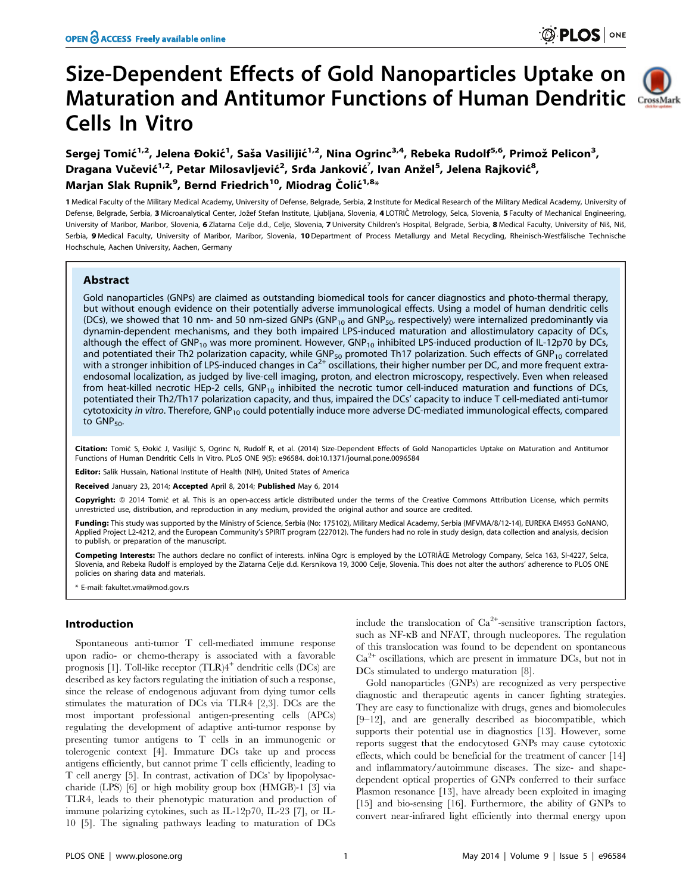# Size-Dependent Effects of Gold Nanoparticles Uptake on Maturation and Antitumor Functions of Human Dendritic Cells In Vitro

**Sergej Tomić[1,2], Jelena Đokić[1], Saša Vasilijić[1,2], Nina Ogrinc[3,4], Rebeka Rudolf[5,6], Primož Pelicon[3], Dragana Vučević[1,2], Petar Milosavljević[2], Srđa Janković[7], Ivan Anžel[5], Jelena Rajković[8], Marjan Slak Rupnik[9], Bernd Friedrich[10], Miodrag Čolić[1,8]***

1 Medical Faculty of the Military Medical Academy, University of Defense, Belgrade, Serbia, 2 Institute for Medical Research of the Military Medical Academy, University of Defense, Belgrade, Serbia, 3 Microanalytical Center, Jožef Stefan Institute, Ljubljana, Slovenia, 4 LOTRIČ Metrology, Selca, Slovenia, 5 Faculty of Mechanical Engineering, University of Maribor, Maribor, Slovenia, 6 Zlatarna Celje d.d., Celje, Slovenia, 7 University Children's Hospital, Belgrade, Serbia, 8 Medical Faculty, University of Niš, Niš, Serbia, 9 Medical Faculty, University of Maribor, Maribor, Slovenia, 10 Department of Process Metallurgy and Metal Recycling, Rheinisch-Westfälische Technische Hochschule, Aachen University, Aachen, Germany

## Abstract

Gold nanoparticles (GNPs) are claimed as outstanding biomedical tools for cancer diagnostics and photo-thermal therapy, but without enough evidence on their potentially adverse immunological effects. Using a model of human dendritic cells (DCs), we showed that 10 nm- and 50 nm-sized GNPs ($GNP_{10}$ and $GNP_{50}$, respectively) were internalized predominantly via dynamin-dependent mechanisms, and they both impaired LPS-induced maturation and allostimulatory capacity of DCs, although the effect of $GNP_{10}$ was more prominent. However, $GNP_{10}$ inhibited LPS-induced production of IL-12p70 by DCs, and potentiated their Th2 polarization capacity, while $GNP_{50}$ promoted Th17 polarization. Such effects of $GNP_{10}$ correlated with a stronger inhibition of LPS-induced changes in $Ca^{2+}$ oscillations, their higher number per DC, and more frequent extra-endosomal localization, as judged by live-cell imaging, proton, and electron microscopy, respectively. Even when released from heat-killed necrotic HEp-2 cells, $GNP_{10}$ inhibited the necrotic tumor cell-induced maturation and functions of DCs, potentiated their Th2/Th17 polarization capacity, and thus, impaired the DCs' capacity to induce T cell-mediated anti-tumor cytotoxicity *in vitro*. Therefore, $GNP_{10}$ could potentially induce more adverse DC-mediated immunological effects, compared to $GNP_{50}$.

**Citation:** Tomić S, Đokić J, Vasilijić S, Ogrinc N, Rudolf R, et al. (2014) Size-Dependent Effects of Gold Nanoparticles Uptake on Maturation and Antitumor Functions of Human Dendritic Cells In Vitro. PLoS ONE 9(5): e96584. doi:10.1371/journal.pone.0096584

**Editor:** Salik Hussain, National Institute of Health (NIH), United States of America

**Received** January 23, 2014; **Accepted** April 8, 2014; **Published** May 6, 2014

**Copyright:** © 2014 Tomić et al. This is an open-access article distributed under the terms of the Creative Commons Attribution License, which permits unrestricted use, distribution, and reproduction in any medium, provided the original author and source are credited.

**Funding:** This study was supported by the Ministry of Science, Serbia (No: 175102), Military Medical Academy, Serbia (MFVMA/8/12-14), EUREKA E!4953 GoNANO, Applied Project L2-4212, and the European Community's SPIRIT program (227012). The funders had no role in study design, data collection and analysis, decision to publish, or preparation of the manuscript.

**Competing Interests:** The authors declare no conflict of interests. inNina Ogrc is employed by the LOTRIÄŒ Metrology Company, Selca 163, SI-4227, Selca, Slovenia, and Rebeka Rudolf is employed by the Zlatarna Celje d.d. Kersnikova 19, 3000 Celje, Slovenia. This does not alter the authors' adherence to PLOS ONE policies on sharing data and materials.

\* E-mail: fakultet.vma@mod.gov.rs

## Introduction

Spontaneous anti-tumor T cell-mediated immune response upon radio- or chemo-therapy is associated with a favorable prognosis [1]. Toll-like receptor (TLR)4$^+$ dendritic cells (DCs) are described as key factors regulating the initiation of such a response, since the release of endogenous adjuvant from dying tumor cells stimulates the maturation of DCs via TLR4 [2,3]. DCs are the most important professional antigen-presenting cells (APCs) regulating the development of adaptive anti-tumor response by presenting tumor antigens to T cells in an immunogenic or tolerogenic context [4]. Immature DCs take up and process antigens efficiently, but cannot prime T cells efficiently, leading to T cell anergy [5]. In contrast, activation of DCs' by lipopolysaccharide (LPS) [6] or high mobility group box (HMGB)-1 [3] via TLR4, leads to their phenotypic maturation and production of immune polarizing cytokines, such as IL-12p70, IL-23 [7], or IL-10 [5]. The signaling pathways leading to maturation of DCs include the translocation of $Ca^{2+}$-sensitive transcription factors, such as NF-κB and NFAT, through nucleopores. The regulation of this translocation was found to be dependent on spontaneous $Ca^{2+}$ oscillations, which are present in immature DCs, but not in DCs stimulated to undergo maturation [8].

Gold nanoparticles (GNPs) are recognized as very perspective diagnostic and therapeutic agents in cancer fighting strategies. They are easy to functionalize with drugs, genes and biomolecules [9–12], and are generally described as biocompatible, which supports their potential use in diagnostics [13]. However, some reports suggest that the endocytosed GNPs may cause cytotoxic effects, which could be beneficial for the treatment of cancer [14] and inflammatory/autoimmune diseases. The size- and shape-dependent optical properties of GNPs conferred to their surface Plasmon resonance [13], have already been exploited in imaging [15] and bio-sensing [16]. Furthermore, the ability of GNPs to convert near-infrared light efficiently into thermal energy upon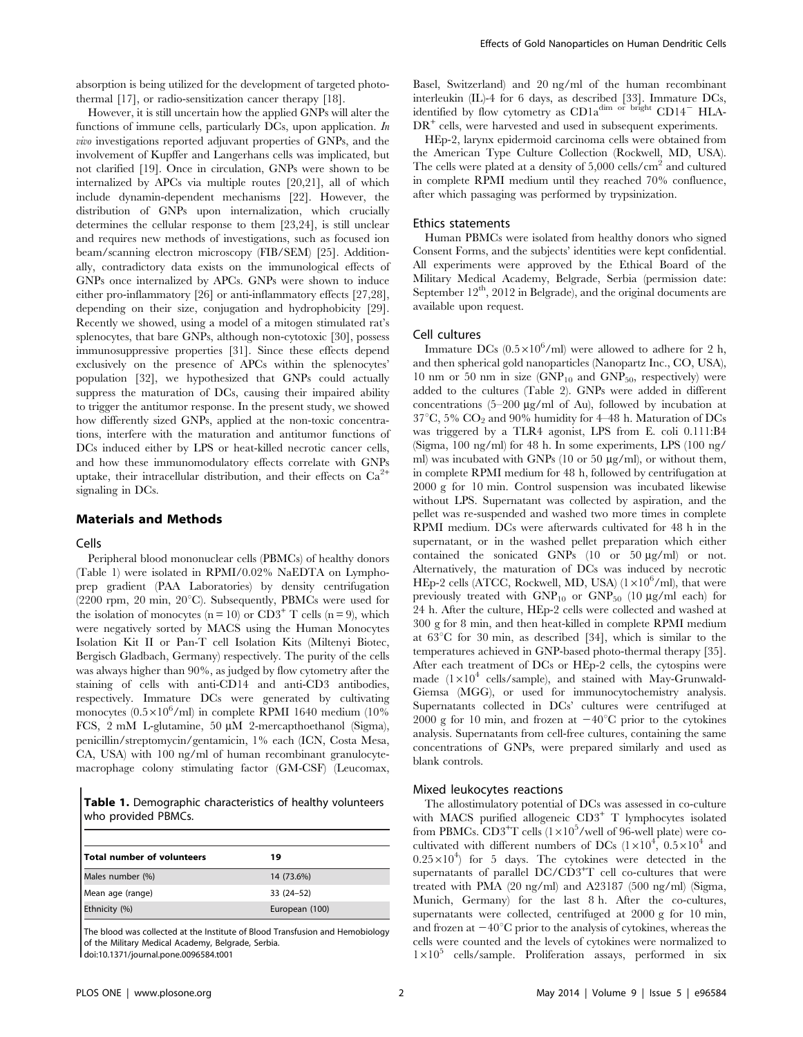absorption is being utilized for the development of targeted photothermal [17], or radio-sensitization cancer therapy [18].

However, it is still uncertain how the applied GNPs will alter the functions of immune cells, particularly DCs, upon application. *In vivo* investigations reported adjuvant properties of GNPs, and the involvement of Kupffer and Langerhans cells was implicated, but not clarified [19]. Once in circulation, GNPs were shown to be internalized by APCs via multiple routes [20,21], all of which include dynamin-dependent mechanisms [22]. However, the distribution of GNPs upon internalization, which crucially determines the cellular response to them [23,24], is still unclear and requires new methods of investigations, such as focused ion beam/scanning electron microscopy (FIB/SEM) [25]. Additionally, contradictory data exists on the immunological effects of GNPs once internalized by APCs. GNPs were shown to induce either pro-inflammatory [26] or anti-inflammatory effects [27,28], depending on their size, conjugation and hydrophobicity [29]. Recently we showed, using a model of a mitogen stimulated rat's splenocytes, that bare GNPs, although non-cytotoxic [30], possess immunosuppressive properties [31]. Since these effects depend exclusively on the presence of APCs within the splenocytes' population [32], we hypothesized that GNPs could actually suppress the maturation of DCs, causing their impaired ability to trigger the antitumor response. In the present study, we showed how differently sized GNPs, applied at the non-toxic concentrations, interfere with the maturation and antitumor functions of DCs induced either by LPS or heat-killed necrotic cancer cells, and how these immunomodulatory effects correlate with GNPs uptake, their intracellular distribution, and their effects on $Ca^{2+}$ signaling in DCs.

## Materials and Methods

### Cells

Peripheral blood mononuclear cells (PBMCs) of healthy donors (Table 1) were isolated in RPMI/0.02% NaEDTA on Lymphoprep gradient (PAA Laboratories) by density centrifugation (2200 rpm, 20 min, 20°C). Subsequently, PBMCs were used for the isolation of monocytes ($n = 10$) or $CD3^+$ T cells ($n = 9$), which were negatively sorted by MACS using the Human Monocytes Isolation Kit II or Pan-T cell Isolation Kits (Miltenyi Biotec, Bergisch Gladbach, Germany) respectively. The purity of the cells was always higher than 90%, as judged by flow cytometry after the staining of cells with anti-CD14 and anti-CD3 antibodies, respectively. Immature DCs were generated by cultivating monocytes ($0.5\times10^6$/ml) in complete RPMI 1640 medium (10% FCS, 2 mM L-glutamine, 50 μM 2-mercapthoethanol (Sigma), penicillin/streptomycin/gentamicin, 1% each (ICN, Costa Mesa, CA, USA) with 100 ng/ml of human recombinant granulocyte-macrophage colony stimulating factor (GM-CSF) (Leucomax, Basel, Switzerland) and 20 ng/ml of the human recombinant interleukin (IL)-4 for 6 days, as described [33]. Immature DCs, identified by flow cytometry as $CD1a^{dim\ or\ bright}$ $CD14^-$ HLA-$DR^+$ cells, were harvested and used in subsequent experiments.

HEp-2, larynx epidermoid carcinoma cells were obtained from the American Type Culture Collection (Rockwell, MD, USA). The cells were plated at a density of 5,000 cells/$cm^2$ and cultured in complete RPMI medium until they reached 70% confluence, after which passaging was performed by trypsinization.

**Table 1.** Demographic characteristics of healthy volunteers who provided PBMCs.

| Total number of volunteers | 19 |
|---|---|
| Males number (%) | 14 (73.6%) |
| Mean age (range) | 33 (24–52) |
| Ethnicity (%) | European (100) |

The blood was collected at the Institute of Blood Transfusion and Hemobiology of the Military Medical Academy, Belgrade, Serbia.
doi:10.1371/journal.pone.0096584.t001

### Ethics statements

Human PBMCs were isolated from healthy donors who signed Consent Forms, and the subjects' identities were kept confidential. All experiments were approved by the Ethical Board of the Military Medical Academy, Belgrade, Serbia (permission date: September 12th, 2012 in Belgrade), and the original documents are available upon request.

### Cell cultures

Immature DCs ($0.5\times10^6$/ml) were allowed to adhere for 2 h, and then spherical gold nanoparticles (Nanopartz Inc., CO, USA), 10 nm or 50 nm in size ($GNP_{10}$ and $GNP_{50}$, respectively) were added to the cultures (Table 2). GNPs were added in different concentrations (5–200 μg/ml of Au), followed by incubation at 37°C, 5% $CO_2$ and 90% humidity for 4–48 h. Maturation of DCs was triggered by a TLR4 agonist, LPS from E. coli 0.111:B4 (Sigma, 100 ng/ml) for 48 h. In some experiments, LPS (100 ng/ml) was incubated with GNPs (10 or 50 μg/ml), or without them, in complete RPMI medium for 48 h, followed by centrifugation at 2000 g for 10 min. Control suspension was incubated likewise without LPS. Supernatant was collected by aspiration, and the pellet was re-suspended and washed two more times in complete RPMI medium. DCs were afterwards cultivated for 48 h in the supernatant, or in the washed pellet preparation which either contained the sonicated GNPs (10 or 50 μg/ml) or not. Alternatively, the maturation of DCs was induced by necrotic HEp-2 cells (ATCC, Rockwell, MD, USA) ($1\times10^6$/ml), that were previously treated with $GNP_{10}$ or $GNP_{50}$ (10 μg/ml each) for 24 h. After the culture, HEp-2 cells were collected and washed at 300 g for 8 min, and then heat-killed in complete RPMI medium at 63°C for 30 min, as described [34], which is similar to the temperatures achieved in GNP-based photo-thermal therapy [35]. After each treatment of DCs or HEp-2 cells, the cytospins were made ($1\times10^4$ cells/sample), and stained with May-Grunwald-Giemsa (MGG), or used for immunocytochemistry analysis. Supernatants collected in DCs' cultures were centrifuged at 2000 g for 10 min, and frozen at −40°C prior to the cytokines analysis. Supernatants from cell-free cultures, containing the same concentrations of GNPs, were prepared similarly and used as blank controls.

### Mixed leukocytes reactions

The allostimulatory potential of DCs was assessed in co-culture with MACS purified allogeneic $CD3^+$ T lymphocytes isolated from PBMCs. $CD3^+$T cells ($1\times10^5$/well of 96-well plate) were co-cultivated with different numbers of DCs ($1\times10^4$, $0.5\times10^4$ and $0.25\times10^4$) for 5 days. The cytokines were detected in the supernatants of parallel DC/$CD3^+$T cell co-cultures that were treated with PMA (20 ng/ml) and A23187 (500 ng/ml) (Sigma, Munich, Germany) for the last 8 h. After the co-cultures, supernatants were collected, centrifuged at 2000 g for 10 min, and frozen at −40°C prior to the analysis of cytokines, whereas the cells were counted and the levels of cytokines were normalized to $1\times10^5$ cells/sample. Proliferation assays, performed in six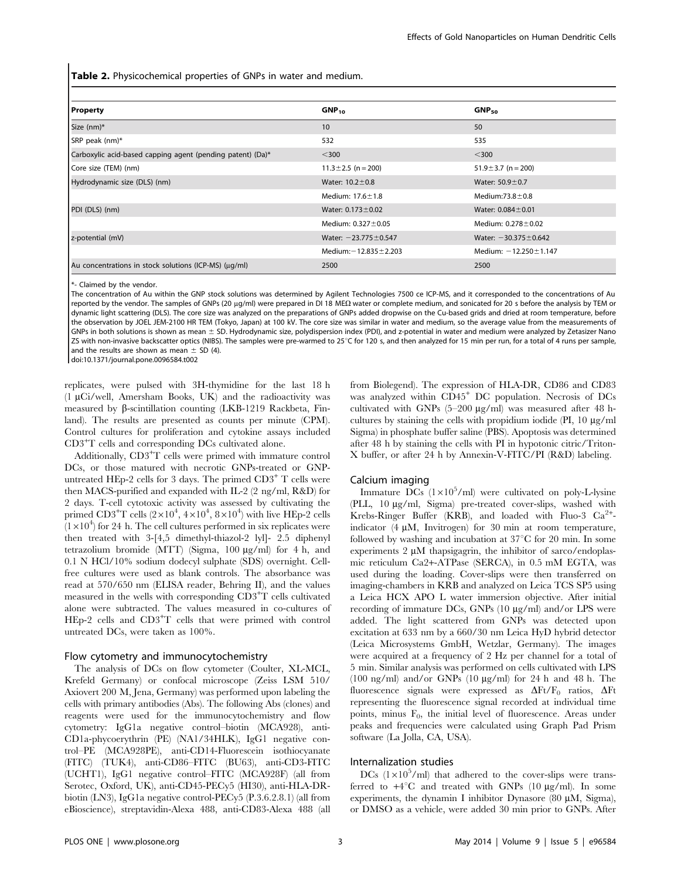**Table 2.** Physicochemical properties of GNPs in water and medium.

| Property | $GNP_{10}$ | $GNP_{50}$ |
|---|---|---|
| Size (nm)* | 10 | 50 |
| SRP peak (nm)* | 532 | 535 |
| Carboxylic acid-based capping agent (pending patent) (Da)* | <300 | <300 |
| Core size (TEM) (nm) | 11.3±2.5 (n = 200) | 51.9±3.7 (n = 200) |
| Hydrodynamic size (DLS) (nm) | Water: 10.2±0.8 | Water: 50.9±0.7 |
| | Medium: 17.6±1.8 | Medium:73.8±0.8 |
| PDI (DLS) (nm) | Water: 0.173±0.02 | Water: 0.084±0.01 |
| | Medium: 0.327±0.05 | Medium: 0.278±0.02 |
| z-potential (mV) | Water: −23.775±0.547 | Water: −30.375±0.642 |
| | Medium:−12.835±2.203 | Medium: −12.250±1.147 |
| Au concentrations in stock solutions (ICP-MS) (µg/ml) | 2500 | 2500 |

*- Claimed by the vendor.

The concentration of Au within the GNP stock solutions was determined by Agilent Technologies 7500 ce ICP-MS, and it corresponded to the concentrations of Au reported by the vendor. The samples of GNPs (20 µg/ml) were prepared in DI 18 MEΩ water or complete medium, and sonicated for 20 s before the analysis by TEM or dynamic light scattering (DLS). The core size was analyzed on the preparations of GNPs added dropwise on the Cu-based grids and dried at room temperature, before the observation by JOEL JEM-2100 HR TEM (Tokyo, Japan) at 100 kV. The core size was similar in water and medium, so the average value from the measurements of GNPs in both solutions is shown as mean ± SD. Hydrodynamic size, polydispersion index (PDI), and z-potential in water and medium were analyzed by Zetasizer Nano ZS with non-invasive backscatter optics (NIBS). The samples were pre-warmed to 25°C for 120 s, and then analyzed for 15 min per run, for a total of 4 runs per sample, and the results are shown as mean ± SD (4).

doi:10.1371/journal.pone.0096584.t002

replicates, were pulsed with 3H-thymidine for the last 18 h (1 µCi/well, Amersham Books, UK) and the radioactivity was measured by β-scintillation counting (LKB-1219 Rackbeta, Finland). The results are presented as counts per minute (CPM). Control cultures for proliferation and cytokine assays included $CD3^{+}$T cells and corresponding DCs cultivated alone.

Additionally, $CD3^{+}$T cells were primed with immature control DCs, or those matured with necrotic GNPs-treated or GNP-untreated HEp-2 cells for 3 days. The primed $CD3^{+}$ T cells were then MACS-purified and expanded with IL-2 (2 ng/ml, R&D) for 2 days. T-cell cytotoxic activity was assessed by cultivating the primed $CD3^{+}$T cells ($2\times10^{4}$, $4\times10^{4}$, $8\times10^{4}$) with live HEp-2 cells ($1\times10^{4}$) for 24 h. The cell cultures performed in six replicates were then treated with 3-[4,5 dimethyl-thiazol-2 lyl]- 2.5 diphenyl tetrazolium bromide (MTT) (Sigma, 100 µg/ml) for 4 h, and 0.1 N HCl/10% sodium dodecyl sulphate (SDS) overnight. Cell-free cultures were used as blank controls. The absorbance was read at 570/650 nm (ELISA reader, Behring II), and the values measured in the wells with corresponding $CD3^{+}$T cells cultivated alone were subtracted. The values measured in co-cultures of HEp-2 cells and $CD3^{+}$T cells that were primed with control untreated DCs, were taken as 100%.

### Flow cytometry and immunocytochemistry

The analysis of DCs on flow cytometer (Coulter, XL-MCL, Krefeld Germany) or confocal microscope (Zeiss LSM 510/ Axiovert 200 M, Jena, Germany) was performed upon labeling the cells with primary antibodies (Abs). The following Abs (clones) and reagents were used for the immunocytochemistry and flow cytometry: IgG1a negative control–biotin (MCA928), anti-CD1a-phycoerythrin (PE) (NA1/34HLK), IgG1 negative control–PE (MCA928PE), anti-CD14-Fluorescein isothiocyanate (FITC) (TUK4), anti-CD86–FITC (BU63), anti-CD3-FITC (UCHT1), IgG1 negative control–FITC (MCA928F) (all from Serotec, Oxford, UK), anti-CD45-PECy5 (HI30), anti-HLA-DR-biotin (LN3), IgG1a negative control-PECy5 (P.3.6.2.8.1) (all from eBioscience), streptavidin-Alexa 488, anti-CD83-Alexa 488 (all from Biolegend). The expression of HLA-DR, CD86 and CD83 was analyzed within $CD45^{+}$ DC population. Necrosis of DCs cultivated with GNPs (5–200 µg/ml) was measured after 48 h-cultures by staining the cells with propidium iodide (PI, 10 µg/ml Sigma) in phosphate buffer saline (PBS). Apoptosis was determined after 48 h by staining the cells with PI in hypotonic citric/Triton-X buffer, or after 24 h by Annexin-V-FITC/PI (R&D) labeling.

### Calcium imaging

Immature DCs ($1\times10^{5}$/ml) were cultivated on poly-L-lysine (PLL, 10 µg/ml, Sigma) pre-treated cover-slips, washed with Krebs-Ringer Buffer (KRB), and loaded with Fluo-3 $Ca^{2+}$-indicator (4 µM, Invitrogen) for 30 min at room temperature, followed by washing and incubation at 37°C for 20 min. In some experiments 2 µM thapsigagrin, the inhibitor of sarco/endoplasmic reticulum Ca2+-ATPase (SERCA), in 0.5 mM EGTA, was used during the loading. Cover-slips were then transferred on imaging-chambers in KRB and analyzed on Leica TCS SP5 using a Leica HCX APO L water immersion objective. After initial recording of immature DCs, GNPs (10 µg/ml) and/or LPS were added. The light scattered from GNPs was detected upon excitation at 633 nm by a 660/30 nm Leica HyD hybrid detector (Leica Microsystems GmbH, Wetzlar, Germany). The images were acquired at a frequency of 2 Hz per channel for a total of 5 min. Similar analysis was performed on cells cultivated with LPS (100 ng/ml) and/or GNPs (10 µg/ml) for 24 h and 48 h. The fluorescence signals were expressed as $\Delta Ft/F_0$ ratios, ΔFt representing the fluorescence signal recorded at individual time points, minus $F_0$, the initial level of fluorescence. Areas under peaks and frequencies were calculated using Graph Pad Prism software (La Jolla, CA, USA).

### Internalization studies

DCs ($1\times10^{5}$/ml) that adhered to the cover-slips were transferred to +4°C and treated with GNPs (10 µg/ml). In some experiments, the dynamin I inhibitor Dynasore (80 µM, Sigma), or DMSO as a vehicle, were added 30 min prior to GNPs. After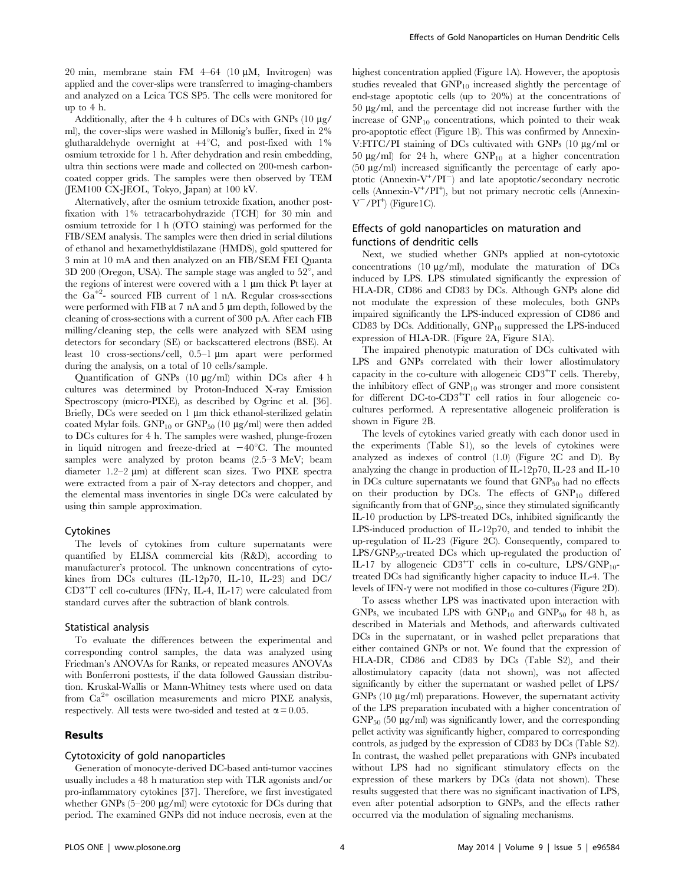20 min, membrane stain FM 4–64 (10 μM, Invitrogen) was applied and the cover-slips were transferred to imaging-chambers and analyzed on a Leica TCS SP5. The cells were monitored for up to 4 h.

Additionally, after the 4 h cultures of DCs with GNPs (10 μg/ml), the cover-slips were washed in Millonig's buffer, fixed in 2% glutharaldehyde overnight at +4°C, and post-fixed with 1% osmium tetroxide for 1 h. After dehydration and resin embedding, ultra thin sections were made and collected on 200-mesh carbon-coated copper grids. The samples were then observed by TEM (JEM100 CX-JEOL, Tokyo, Japan) at 100 kV.

Alternatively, after the osmium tetroxide fixation, another post-fixation with 1% tetracarbohydrazide (TCH) for 30 min and osmium tetroxide for 1 h (OTO staining) was performed for the FIB/SEM analysis. The samples were then dried in serial dilutions of ethanol and hexamethyldistilazane (HMDS), gold sputtered for 3 min at 10 mA and then analyzed on an FIB/SEM FEI Quanta 3D 200 (Oregon, USA). The sample stage was angled to 52°, and the regions of interest were covered with a 1 μm thick Pt layer at the $Ga^{+2}$- sourced FIB current of 1 nA. Regular cross-sections were performed with FIB at 7 nA and 5 μm depth, followed by the cleaning of cross-sections with a current of 300 pA. After each FIB milling/cleaning step, the cells were analyzed with SEM using detectors for secondary (SE) or backscattered electrons (BSE). At least 10 cross-sections/cell, 0.5–1 μm apart were performed during the analysis, on a total of 10 cells/sample.

Quantification of GNPs (10 μg/ml) within DCs after 4 h cultures was determined by Proton-Induced X-ray Emission Spectroscopy (micro-PIXE), as described by Ogrinc et al. [36]. Briefly, DCs were seeded on 1 μm thick ethanol-sterilized gelatin coated Mylar foils. $GNP_{10}$ or $GNP_{50}$ (10 μg/ml) were then added to DCs cultures for 4 h. The samples were washed, plunge-frozen in liquid nitrogen and freeze-dried at −40°C. The mounted samples were analyzed by proton beams (2.5–3 MeV; beam diameter 1.2–2 μm) at different scan sizes. Two PIXE spectra were extracted from a pair of X-ray detectors and chopper, and the elemental mass inventories in single DCs were calculated by using thin sample approximation.

### Cytokines

The levels of cytokines from culture supernatants were quantified by ELISA commercial kits (R&D), according to manufacturer's protocol. The unknown concentrations of cytokines from DCs cultures (IL-12p70, IL-10, IL-23) and DC/$CD3^+$T cell co-cultures (IFNγ, IL-4, IL-17) were calculated from standard curves after the subtraction of blank controls.

### Statistical analysis

To evaluate the differences between the experimental and corresponding control samples, the data was analyzed using Friedman's ANOVAs for Ranks, or repeated measures ANOVAs with Bonferroni posttests, if the data followed Gaussian distribution. Kruskal-Wallis or Mann-Whitney tests where used on data from $Ca^{2+}$ oscillation measurements and micro PIXE analysis, respectively. All tests were two-sided and tested at $\alpha = 0.05$.

## Results

### Cytotoxicity of gold nanoparticles

Generation of monocyte-derived DC-based anti-tumor vaccines usually includes a 48 h maturation step with TLR agonists and/or pro-inflammatory cytokines [37]. Therefore, we first investigated whether GNPs (5–200 μg/ml) were cytotoxic for DCs during that period. The examined GNPs did not induce necrosis, even at the highest concentration applied (Figure 1A). However, the apoptosis studies revealed that $GNP_{10}$ increased slightly the percentage of end-stage apoptotic cells (up to 20%) at the concentrations of 50 μg/ml, and the percentage did not increase further with the increase of $GNP_{10}$ concentrations, which pointed to their weak pro-apoptotic effect (Figure 1B). This was confirmed by Annexin-V:FITC/PI staining of DCs cultivated with GNPs (10 μg/ml or 50 μg/ml) for 24 h, where $GNP_{10}$ at a higher concentration (50 μg/ml) increased significantly the percentage of early apoptotic (Annexin-$V^+$/$PI^-$) and late apoptotic/secondary necrotic cells (Annexin-$V^+$/$PI^+$), but not primary necrotic cells (Annexin-$V^-$/$PI^+$) (Figure1C).

### Effects of gold nanoparticles on maturation and functions of dendritic cells

Next, we studied whether GNPs applied at non-cytotoxic concentrations (10 μg/ml), modulate the maturation of DCs induced by LPS. LPS stimulated significantly the expression of HLA-DR, CD86 and CD83 by DCs. Although GNPs alone did not modulate the expression of these molecules, both GNPs impaired significantly the LPS-induced expression of CD86 and CD83 by DCs. Additionally, $GNP_{10}$ suppressed the LPS-induced expression of HLA-DR. (Figure 2A, Figure S1A).

The impaired phenotypic maturation of DCs cultivated with LPS and GNPs correlated with their lower allostimulatory capacity in the co-culture with allogeneic $CD3^+$T cells. Thereby, the inhibitory effect of $GNP_{10}$ was stronger and more consistent for different DC-to-$CD3^+$T cell ratios in four allogeneic co-cultures performed. A representative allogeneic proliferation is shown in Figure 2B.

The levels of cytokines varied greatly with each donor used in the experiments (Table S1), so the levels of cytokines were analyzed as indexes of control (1.0) (Figure 2C and D). By analyzing the change in production of IL-12p70, IL-23 and IL-10 in DCs culture supernatants we found that $GNP_{50}$ had no effects on their production by DCs. The effects of $GNP_{10}$ differed significantly from that of $GNP_{50}$, since they stimulated significantly IL-10 production by LPS-treated DCs, inhibited significantly the LPS-induced production of IL-12p70, and tended to inhibit the up-regulation of IL-23 (Figure 2C). Consequently, compared to LPS/$GNP_{50}$-treated DCs which up-regulated the production of IL-17 by allogeneic $CD3^+$T cells in co-culture, LPS/$GNP_{10}$-treated DCs had significantly higher capacity to induce IL-4. The levels of IFN-γ were not modified in those co-cultures (Figure 2D).

To assess whether LPS was inactivated upon interaction with GNPs, we incubated LPS with $GNP_{10}$ and $GNP_{50}$ for 48 h, as described in Materials and Methods, and afterwards cultivated DCs in the supernatant, or in washed pellet preparations that either contained GNPs or not. We found that the expression of HLA-DR, CD86 and CD83 by DCs (Table S2), and their allostimulatory capacity (data not shown), was not affected significantly by either the supernatant or washed pellet of LPS/GNPs (10 μg/ml) preparations. However, the supernatant activity of the LPS preparation incubated with a higher concentration of $GNP_{50}$ (50 μg/ml) was significantly lower, and the corresponding pellet activity was significantly higher, compared to corresponding controls, as judged by the expression of CD83 by DCs (Table S2). In contrast, the washed pellet preparations with GNPs incubated without LPS had no significant stimulatory effects on the expression of these markers by DCs (data not shown). These results suggested that there was no significant inactivation of LPS, even after potential adsorption to GNPs, and the effects rather occurred via the modulation of signaling mechanisms.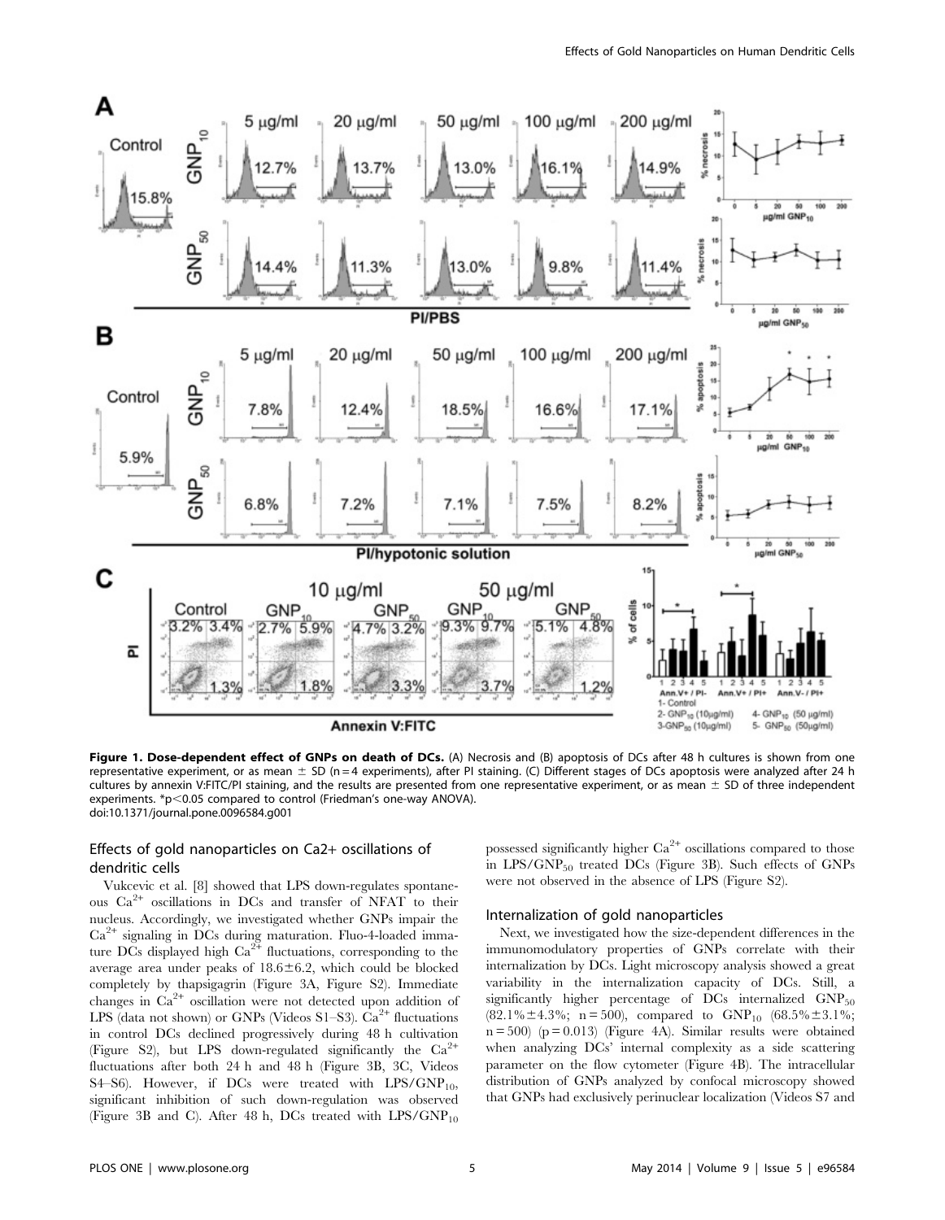**Figure 1. Dose-dependent effect of GNPs on death of DCs.** (A) Necrosis and (B) apoptosis of DCs after 48 h cultures is shown from one representative experiment, or as mean ± SD (n = 4 experiments), after PI staining. (C) Different stages of DCs apoptosis were analyzed after 24 h cultures by annexin V:FITC/PI staining, and the results are presented from one representative experiment, or as mean ± SD of three independent experiments. *$p < 0.05$ compared to control (Friedman's one-way ANOVA).
doi:10.1371/journal.pone.0096584.g001

### Effects of gold nanoparticles on Ca2+ oscillations of dendritic cells

Vukcevic et al. [8] showed that LPS down-regulates spontaneous $Ca^{2+}$ oscillations in DCs and transfer of NFAT to their nucleus. Accordingly, we investigated whether GNPs impair the $Ca^{2+}$ signaling in DCs during maturation. Fluo-4-loaded immature DCs displayed high $Ca^{2+}$ fluctuations, corresponding to the average area under peaks of 18.6±6.2, which could be blocked completely by thapsigagrin (Figure 3A, Figure S2). Immediate changes in $Ca^{2+}$ oscillation were not detected upon addition of LPS (data not shown) or GNPs (Videos S1–S3). $Ca^{2+}$ fluctuations in control DCs declined progressively during 48 h cultivation (Figure S2), but LPS down-regulated significantly the $Ca^{2+}$ fluctuations after both 24 h and 48 h (Figure 3B, 3C, Videos S4–S6). However, if DCs were treated with LPS/$GNP_{10}$, significant inhibition of such down-regulation was observed (Figure 3B and C). After 48 h, DCs treated with LPS/$GNP_{10}$ possessed significantly higher $Ca^{2+}$ oscillations compared to those in LPS/$GNP_{50}$ treated DCs (Figure 3B). Such effects of GNPs were not observed in the absence of LPS (Figure S2).

### Internalization of gold nanoparticles

Next, we investigated how the size-dependent differences in the immunomodulatory properties of GNPs correlate with their internalization by DCs. Light microscopy analysis showed a great variability in the internalization capacity of DCs. Still, a significantly higher percentage of DCs internalized $GNP_{50}$ (82.1%±4.3%; n = 500), compared to $GNP_{10}$ (68.5%±3.1%; n = 500) ($p = 0.013$) (Figure 4A). Similar results were obtained when analyzing DCs' internal complexity as a side scattering parameter on the flow cytometer (Figure 4B). The intracellular distribution of GNPs analyzed by confocal microscopy showed that GNPs had exclusively perinuclear localization (Videos S7 and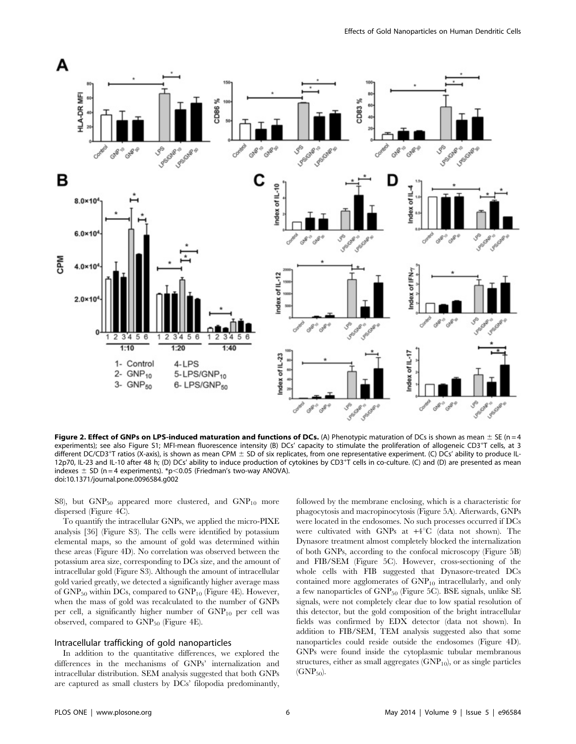**Figure 2. Effect of GNPs on LPS-induced maturation and functions of DCs.** (A) Phenotypic maturation of DCs is shown as mean ± SE (n = 4 experiments); see also Figure S1; MFI-mean fluorescence intensity (B) DCs' capacity to stimulate the proliferation of allogeneic $CD3^{+}T$ cells, at 3 different DC/$CD3^{+}T$ ratios (X-axis), is shown as mean CPM ± SD of six replicates, from one representative experiment. (C) DCs' ability to produce IL-12p70, IL-23 and IL-10 after 48 h; (D) DCs' ability to induce production of cytokines by $CD3^{+}T$ cells in co-culture. (C) and (D) are presented as mean indexes ± SD (n = 4 experiments). *$p<0.05$ (Friedman's two-way ANOVA).
doi:10.1371/journal.pone.0096584.g002

S8), but $GNP_{50}$ appeared more clustered, and $GNP_{10}$ more dispersed (Figure 4C).

To quantify the intracellular GNPs, we applied the micro-PIXE analysis [36] (Figure S3). The cells were identified by potassium elemental maps, so the amount of gold was determined within these areas (Figure 4D). No correlation was observed between the potassium area size, corresponding to DCs size, and the amount of intracellular gold (Figure S3). Although the amount of intracellular gold varied greatly, we detected a significantly higher average mass of $GNP_{50}$ within DCs, compared to $GNP_{10}$ (Figure 4E). However, when the mass of gold was recalculated to the number of GNPs per cell, a significantly higher number of $GNP_{10}$ per cell was observed, compared to $GNP_{50}$ (Figure 4E).

### Intracellular trafficking of gold nanoparticles

In addition to the quantitative differences, we explored the differences in the mechanisms of GNPs' internalization and intracellular distribution. SEM analysis suggested that both GNPs are captured as small clusters by DCs' filopodia predominantly, followed by the membrane enclosing, which is a characteristic for phagocytosis and macropinocytosis (Figure 5A). Afterwards, GNPs were located in the endosomes. No such processes occurred if DCs were cultivated with GNPs at +4°C (data not shown). The Dynasore treatment almost completely blocked the internalization of both GNPs, according to the confocal microscopy (Figure 5B) and FIB/SEM (Figure 5C). However, cross-sectioning of the whole cells with FIB suggested that Dynasore-treated DCs contained more agglomerates of $GNP_{10}$ intracellularly, and only a few nanoparticles of $GNP_{50}$ (Figure 5C). BSE signals, unlike SE signals, were not completely clear due to low spatial resolution of this detector, but the gold composition of the bright intracellular fields was confirmed by EDX detector (data not shown). In addition to FIB/SEM, TEM analysis suggested also that some nanoparticles could reside outside the endosomes (Figure 4D). GNPs were found inside the cytoplasmic tubular membranous structures, either as small aggregates ($GNP_{10}$), or as single particles ($GNP_{50}$).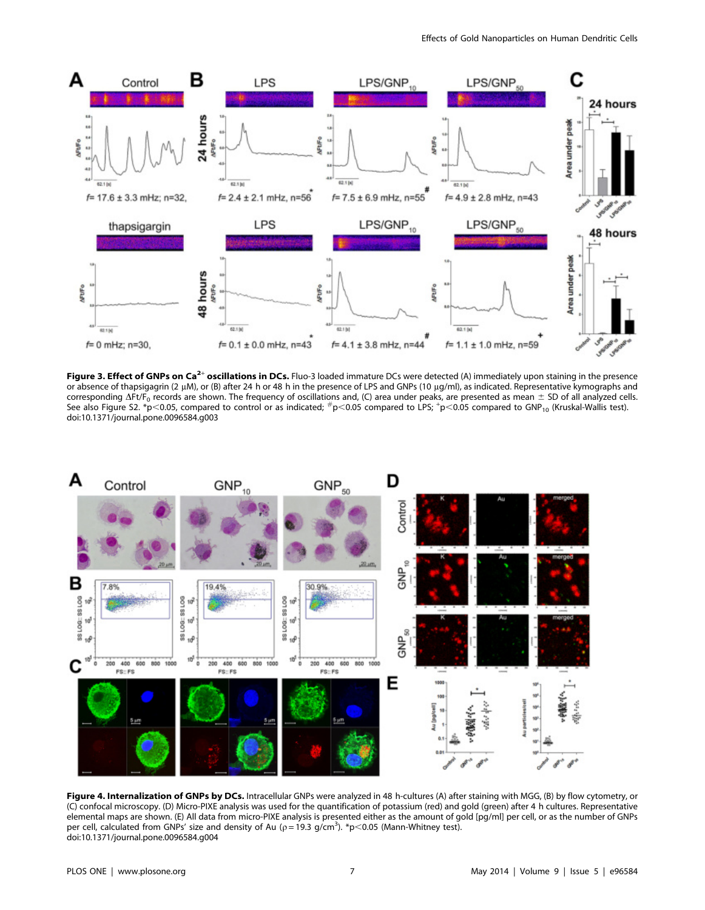**Figure 3. Effect of GNPs on $Ca^{2+}$ oscillations in DCs.** Fluo-3 loaded immature DCs were detected (A) immediately upon staining in the presence or absence of thapsigargin (2 μM), or (B) after 24 h or 48 h in the presence of LPS and GNPs (10 μg/ml), as indicated. Representative kymographs and corresponding $\Delta Ft/F_0$ records are shown. The frequency of oscillations and, (C) area under peaks, are presented as mean ± SD of all analyzed cells. See also Figure S2. *$p<0.05$, compared to control or as indicated; #$p<0.05$ compared to LPS; +$p<0.05$ compared to $GNP_{10}$ (Kruskal-Wallis test). doi:10.1371/journal.pone.0096584.g003

**Figure 4. Internalization of GNPs by DCs.** Intracellular GNPs were analyzed in 48 h-cultures (A) after staining with MGG, (B) by flow cytometry, or (C) confocal microscopy. (D) Micro-PIXE analysis was used for the quantification of potassium (red) and gold (green) after 4 h cultures. Representative elemental maps are shown. (E) All data from micro-PIXE analysis is presented either as the amount of gold [pg/ml] per cell, or as the number of GNPs per cell, calculated from GNPs' size and density of Au ($\rho = 19.3$ $g/cm^3$). *$p<0.05$ (Mann-Whitney test). doi:10.1371/journal.pone.0096584.g004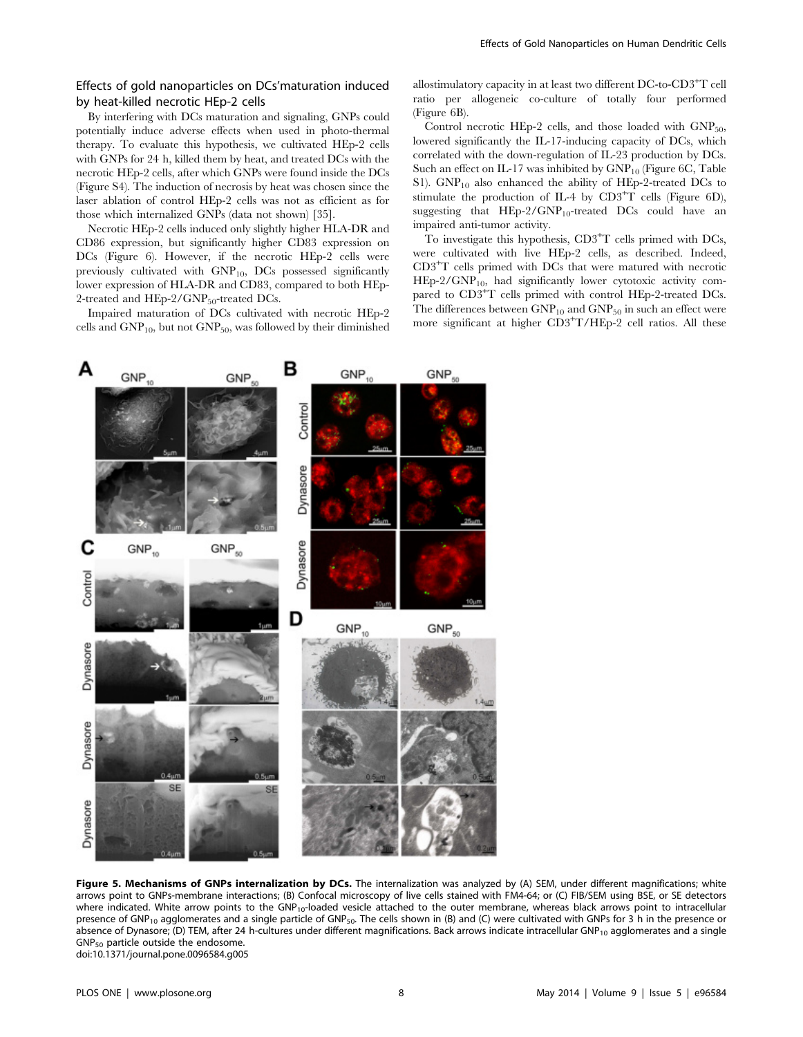### Effects of gold nanoparticles on DCs'maturation induced by heat-killed necrotic HEp-2 cells

By interfering with DCs maturation and signaling, GNPs could potentially induce adverse effects when used in photo-thermal therapy. To evaluate this hypothesis, we cultivated HEp-2 cells with GNPs for 24 h, killed them by heat, and treated DCs with the necrotic HEp-2 cells, after which GNPs were found inside the DCs (Figure S4). The induction of necrosis by heat was chosen since the laser ablation of control HEp-2 cells was not as efficient as for those which internalized GNPs (data not shown) [35].

Necrotic HEp-2 cells induced only slightly higher HLA-DR and CD86 expression, but significantly higher CD83 expression on DCs (Figure 6). However, if the necrotic HEp-2 cells were previously cultivated with $GNP_{10}$, DCs possessed significantly lower expression of HLA-DR and CD83, compared to both HEp-2-treated and HEp-2/$GNP_{50}$-treated DCs.

Impaired maturation of DCs cultivated with necrotic HEp-2 cells and $GNP_{10}$, but not $GNP_{50}$, was followed by their diminished allostimulatory capacity in at least two different DC-to-$CD3^{+}$T cell ratio per allogeneic co-culture of totally four performed (Figure 6B).

Control necrotic HEp-2 cells, and those loaded with $GNP_{50}$, lowered significantly the IL-17-inducing capacity of DCs, which correlated with the down-regulation of IL-23 production by DCs. Such an effect on IL-17 was inhibited by $GNP_{10}$ (Figure 6C, Table S1). $GNP_{10}$ also enhanced the ability of HEp-2-treated DCs to stimulate the production of IL-4 by $CD3^{+}$T cells (Figure 6D), suggesting that HEp-2/$GNP_{10}$-treated DCs could have an impaired anti-tumor activity.

To investigate this hypothesis, $CD3^{+}$T cells primed with DCs, were cultivated with live HEp-2 cells, as described. Indeed, $CD3^{+}$T cells primed with DCs that were matured with necrotic HEp-2/$GNP_{10}$, had significantly lower cytotoxic activity compared to $CD3^{+}$T cells primed with control HEp-2-treated DCs. The differences between $GNP_{10}$ and $GNP_{50}$ in such an effect were more significant at higher $CD3^{+}$T/HEp-2 cell ratios. All these

**Figure 5. Mechanisms of GNPs internalization by DCs.** The internalization was analyzed by (A) SEM, under different magnifications; white arrows point to GNPs-membrane interactions; (B) Confocal microscopy of live cells stained with FM4-64; or (C) FIB/SEM using BSE, or SE detectors where indicated. White arrow points to the $GNP_{10}$-loaded vesicle attached to the outer membrane, whereas black arrows point to intracellular presence of $GNP_{10}$ agglomerates and a single particle of $GNP_{50}$. The cells shown in (B) and (C) were cultivated with GNPs for 3 h in the presence or absence of Dynasore; (D) TEM, after 24 h-cultures under different magnifications. Back arrows indicate intracellular $GNP_{10}$ agglomerates and a single $GNP_{50}$ particle outside the endosome.
doi:10.1371/journal.pone.0096584.g005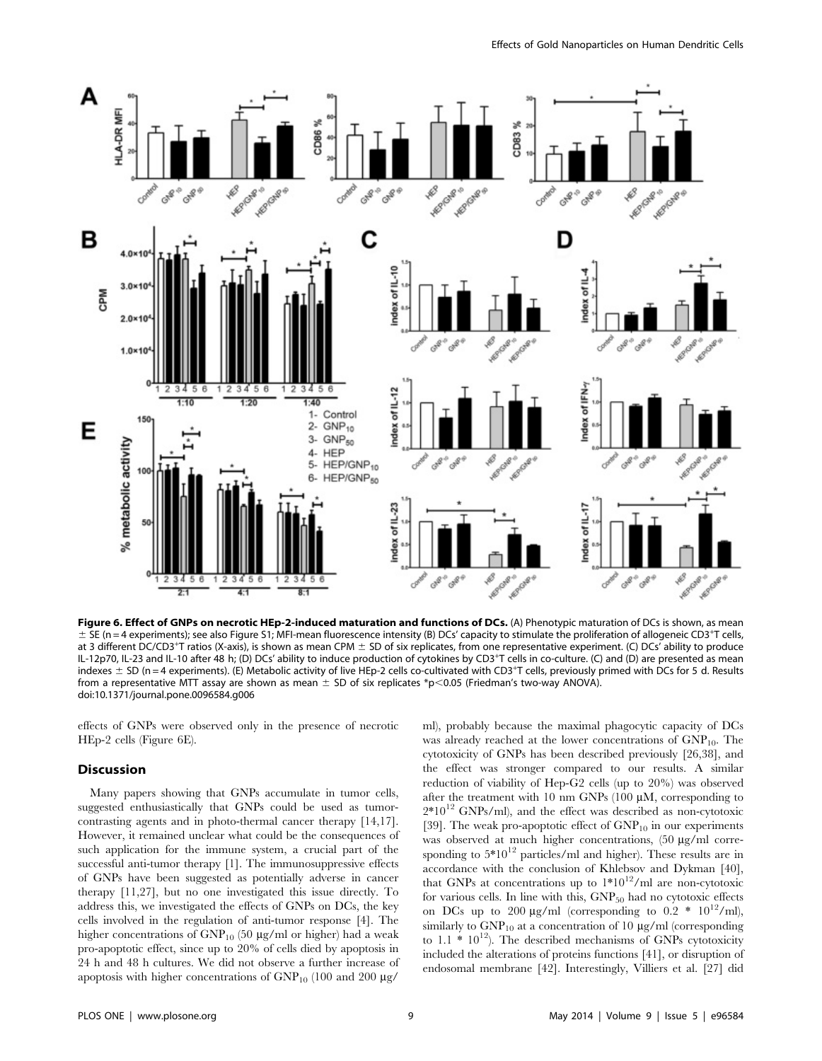**Figure 6. Effect of GNPs on necrotic HEp-2-induced maturation and functions of DCs.** (A) Phenotypic maturation of DCs is shown, as mean ± SE (n = 4 experiments); see also Figure S1; MFI-mean fluorescence intensity (B) DCs' capacity to stimulate the proliferation of allogeneic $CD3^+$T cells, at 3 different DC/$CD3^+$T ratios (X-axis), is shown as mean CPM ± SD of six replicates, from one representative experiment. (C) DCs' ability to produce IL-12p70, IL-23 and IL-10 after 48 h; (D) DCs' ability to induce production of cytokines by $CD3^+$T cells in co-culture. (C) and (D) are presented as mean indexes ± SD (n = 4 experiments). (E) Metabolic activity of live HEp-2 cells co-cultivated with $CD3^+$T cells, previously primed with DCs for 5 d. Results from a representative MTT assay are shown as mean ± SD of six replicates *$p<0.05$ (Friedman's two-way ANOVA).
doi:10.1371/journal.pone.0096584.g006

effects of GNPs were observed only in the presence of necrotic HEp-2 cells (Figure 6E).

## Discussion

Many papers showing that GNPs accumulate in tumor cells, suggested enthusiastically that GNPs could be used as tumor-contrasting agents and in photo-thermal cancer therapy [14,17]. However, it remained unclear what could be the consequences of such application for the immune system, a crucial part of the successful anti-tumor therapy [1]. The immunosuppressive effects of GNPs have been suggested as potentially adverse in cancer therapy [11,27], but no one investigated this issue directly. To address this, we investigated the effects of GNPs on DCs, the key cells involved in the regulation of anti-tumor response [4]. The higher concentrations of $GNP_{10}$ (50 μg/ml or higher) had a weak pro-apoptotic effect, since up to 20% of cells died by apoptosis in 24 h and 48 h cultures. We did not observe a further increase of apoptosis with higher concentrations of $GNP_{10}$ (100 and 200 μg/ml), probably because the maximal phagocytic capacity of DCs was already reached at the lower concentrations of $GNP_{10}$. The cytotoxicity of GNPs has been described previously [26,38], and the effect was stronger compared to our results. A similar reduction of viability of Hep-G2 cells (up to 20%) was observed after the treatment with 10 nm GNPs (100 μM, corresponding to $2*10^{12}$ GNPs/ml), and the effect was described as non-cytotoxic [39]. The weak pro-apoptotic effect of $GNP_{10}$ in our experiments was observed at much higher concentrations, (50 μg/ml corresponding to $5*10^{12}$ particles/ml and higher). These results are in accordance with the conclusion of Khlebsov and Dykman [40], that GNPs at concentrations up to $1*10^{12}$/ml are non-cytotoxic for various cells. In line with this, $GNP_{50}$ had no cytotoxic effects on DCs up to 200 μg/ml (corresponding to $0.2 * 10^{12}$/ml), similarly to $GNP_{10}$ at a concentration of 10 μg/ml (corresponding to $1.1 * 10^{12}$). The described mechanisms of GNPs cytotoxicity included the alterations of proteins functions [41], or disruption of endosomal membrane [42]. Interestingly, Villiers et al. [27] did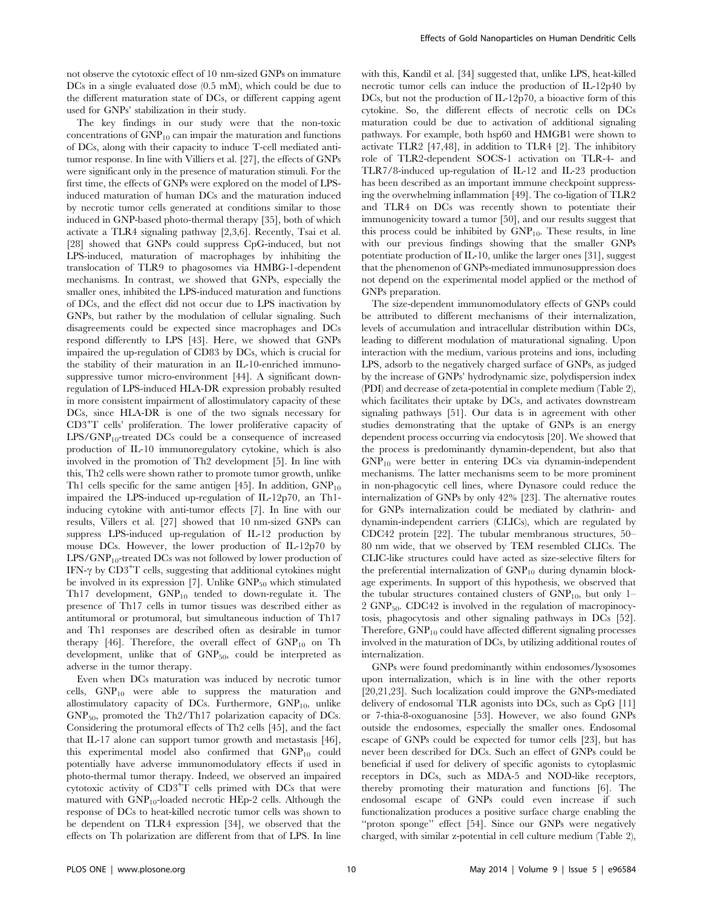not observe the cytotoxic effect of 10 nm-sized GNPs on immature DCs in a single evaluated dose (0.5 mM), which could be due to the different maturation state of DCs, or different capping agent used for GNPs' stabilization in their study.

The key findings in our study were that the non-toxic concentrations of $GNP_{10}$ can impair the maturation and functions of DCs, along with their capacity to induce T-cell mediated anti-tumor response. In line with Villiers et al. [27], the effects of GNPs were significant only in the presence of maturation stimuli. For the first time, the effects of GNPs were explored on the model of LPS-induced maturation of human DCs and the maturation induced by necrotic tumor cells generated at conditions similar to those induced in GNP-based photo-thermal therapy [35], both of which activate a TLR4 signaling pathway [2,3,6]. Recently, Tsai et al. [28] showed that GNPs could suppress CpG-induced, but not LPS-induced, maturation of macrophages by inhibiting the translocation of TLR9 to phagosomes via HMBG-1-dependent mechanisms. In contrast, we showed that GNPs, especially the smaller ones, inhibited the LPS-induced maturation and functions of DCs, and the effect did not occur due to LPS inactivation by GNPs, but rather by the modulation of cellular signaling. Such disagreements could be expected since macrophages and DCs respond differently to LPS [43]. Here, we showed that GNPs impaired the up-regulation of CD83 by DCs, which is crucial for the stability of their maturation in an IL-10-enriched immunosuppressive tumor micro-environment [44]. A significant down-regulation of LPS-induced HLA-DR expression probably resulted in more consistent impairment of allostimulatory capacity of these DCs, since HLA-DR is one of the two signals necessary for $CD3^{+}T$ cells' proliferation. The lower proliferative capacity of $LPS/GNP_{10}$-treated DCs could be a consequence of increased production of IL-10 immunoregulatory cytokine, which is also involved in the promotion of Th2 development [5]. In line with this, Th2 cells were shown rather to promote tumor growth, unlike Th1 cells specific for the same antigen [45]. In addition, $GNP_{10}$ impaired the LPS-induced up-regulation of IL-12p70, an Th1-inducing cytokine with anti-tumor effects [7]. In line with our results, Villers et al. [27] showed that 10 nm-sized GNPs can suppress LPS-induced up-regulation of IL-12 production by mouse DCs. However, the lower production of IL-12p70 by $LPS/GNP_{10}$-treated DCs was not followed by lower production of IFN-γ by $CD3^{+}T$ cells, suggesting that additional cytokines might be involved in its expression [7]. Unlike $GNP_{50}$ which stimulated Th17 development, $GNP_{10}$ tended to down-regulate it. The presence of Th17 cells in tumor tissues was described either as antitumoral or protumoral, but simultaneous induction of Th17 and Th1 responses are described often as desirable in tumor therapy [46]. Therefore, the overall effect of $GNP_{10}$ on Th development, unlike that of $GNP_{50}$, could be interpreted as adverse in the tumor therapy.

Even when DCs maturation was induced by necrotic tumor cells, $GNP_{10}$ were able to suppress the maturation and allostimulatory capacity of DCs. Furthermore, $GNP_{10}$, unlike $GNP_{50}$, promoted the Th2/Th17 polarization capacity of DCs. Considering the protumoral effects of Th2 cells [45], and the fact that IL-17 alone can support tumor growth and metastasis [46], this experimental model also confirmed that $GNP_{10}$ could potentially have adverse immunomodulatory effects if used in photo-thermal tumor therapy. Indeed, we observed an impaired cytotoxic activity of $CD3^{+}T$ cells primed with DCs that were matured with $GNP_{10}$-loaded necrotic HEp-2 cells. Although the response of DCs to heat-killed necrotic tumor cells was shown to be dependent on TLR4 expression [34], we observed that the effects on Th polarization are different from that of LPS. In line with this, Kandil et al. [34] suggested that, unlike LPS, heat-killed necrotic tumor cells can induce the production of IL-12p40 by DCs, but not the production of IL-12p70, a bioactive form of this cytokine. So, the different effects of necrotic cells on DCs maturation could be due to activation of additional signaling pathways. For example, both hsp60 and HMGB1 were shown to activate TLR2 [47,48], in addition to TLR4 [2]. The inhibitory role of TLR2-dependent SOCS-1 activation on TLR-4- and TLR7/8-induced up-regulation of IL-12 and IL-23 production has been described as an important immune checkpoint suppressing the overwhelming inflammation [49]. The co-ligation of TLR2 and TLR4 on DCs was recently shown to potentiate their immunogenicity toward a tumor [50], and our results suggest that this process could be inhibited by $GNP_{10}$. These results, in line with our previous findings showing that the smaller GNPs potentiate production of IL-10, unlike the larger ones [31], suggest that the phenomenon of GNPs-mediated immunosuppression does not depend on the experimental model applied or the method of GNPs preparation.

The size-dependent immunomodulatory effects of GNPs could be attributed to different mechanisms of their internalization, levels of accumulation and intracellular distribution within DCs, leading to different modulation of maturational signaling. Upon interaction with the medium, various proteins and ions, including LPS, adsorb to the negatively charged surface of GNPs, as judged by the increase of GNPs' hydrodynamic size, polydispersion index (PDI) and decrease of zeta-potential in complete medium (Table 2), which facilitates their uptake by DCs, and activates downstream signaling pathways [51]. Our data is in agreement with other studies demonstrating that the uptake of GNPs is an energy dependent process occurring via endocytosis [20]. We showed that the process is predominantly dynamin-dependent, but also that $GNP_{10}$ were better in entering DCs via dynamin-independent mechanisms. The latter mechanisms seem to be more prominent in non-phagocytic cell lines, where Dynasore could reduce the internalization of GNPs by only 42% [23]. The alternative routes for GNPs internalization could be mediated by clathrin- and dynamin-independent carriers (CLICs), which are regulated by CDC42 protein [22]. The tubular membranous structures, 50–80 nm wide, that we observed by TEM resembled CLICs. The CLIC-like structures could have acted as size-selective filters for the preferential internalization of $GNP_{10}$ during dynamin blockage experiments. In support of this hypothesis, we observed that the tubular structures contained clusters of $GNP_{10}$, but only 1–2 $GNP_{50}$. CDC42 is involved in the regulation of macropinocytosis, phagocytosis and other signaling pathways in DCs [52]. Therefore, $GNP_{10}$ could have affected different signaling processes involved in the maturation of DCs, by utilizing additional routes of internalization.

GNPs were found predominantly within endosomes/lysosomes upon internalization, which is in line with the other reports [20,21,23]. Such localization could improve the GNPs-mediated delivery of endosomal TLR agonists into DCs, such as CpG [11] or 7-thia-8-oxoguanosine [53]. However, we also found GNPs outside the endosomes, especially the smaller ones. Endosomal escape of GNPs could be expected for tumor cells [23], but has never been described for DCs. Such an effect of GNPs could be beneficial if used for delivery of specific agonists to cytoplasmic receptors in DCs, such as MDA-5 and NOD-like receptors, thereby promoting their maturation and functions [6]. The endosomal escape of GNPs could even increase if such functionalization produces a positive surface charge enabling the "proton sponge" effect [54]. Since our GNPs were negatively charged, with similar z-potential in cell culture medium (Table 2),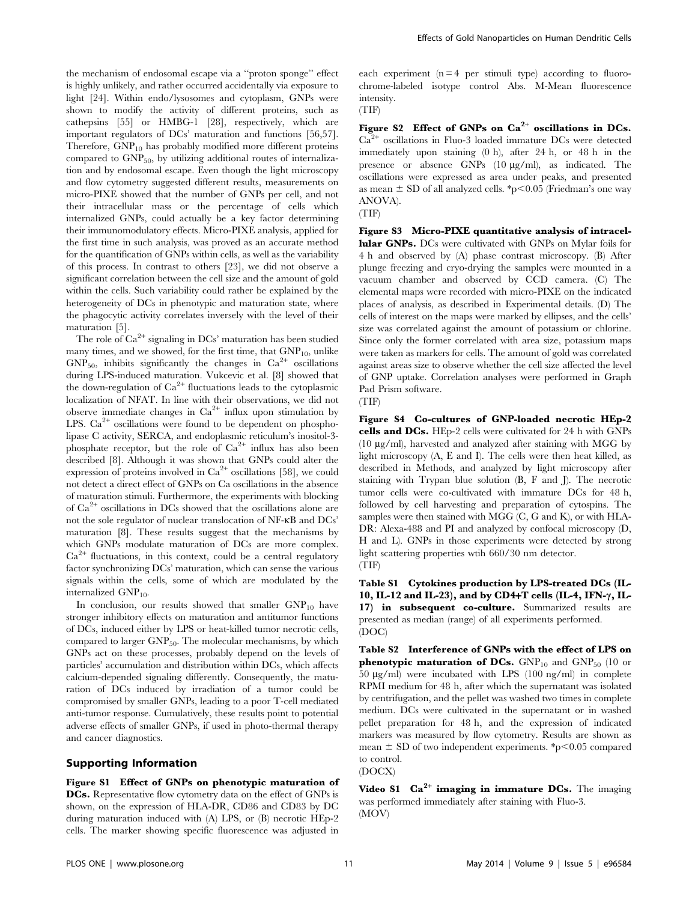the mechanism of endosomal escape via a ''proton sponge'' effect is highly unlikely, and rather occurred accidentally via exposure to light [24]. Within endo/lysosomes and cytoplasm, GNPs were shown to modify the activity of different proteins, such as cathepsins [55] or HMBG-1 [28], respectively, which are important regulators of DCs' maturation and functions [56,57]. Therefore, $GNP_{10}$ has probably modified more different proteins compared to $GNP_{50}$, by utilizing additional routes of internalization and by endosomal escape. Even though the light microscopy and flow cytometry suggested different results, measurements on micro-PIXE showed that the number of GNPs per cell, and not their intracellular mass or the percentage of cells which internalized GNPs, could actually be a key factor determining their immunomodulatory effects. Micro-PIXE analysis, applied for the first time in such analysis, was proved as an accurate method for the quantification of GNPs within cells, as well as the variability of this process. In contrast to others [23], we did not observe a significant correlation between the cell size and the amount of gold within the cells. Such variability could rather be explained by the heterogeneity of DCs in phenotypic and maturation state, where the phagocytic activity correlates inversely with the level of their maturation [5].

The role of $Ca^{2+}$ signaling in DCs' maturation has been studied many times, and we showed, for the first time, that $GNP_{10}$, unlike $GNP_{50}$, inhibits significantly the changes in $Ca^{2+}$ oscillations during LPS-induced maturation. Vukcevic et al. [8] showed that the down-regulation of $Ca^{2+}$ fluctuations leads to the cytoplasmic localization of NFAT. In line with their observations, we did not observe immediate changes in $Ca^{2+}$ influx upon stimulation by LPS. $Ca^{2+}$ oscillations were found to be dependent on phospholipase C activity, SERCA, and endoplasmic reticulum's inositol-3-phosphate receptor, but the role of $Ca^{2+}$ influx has also been described [8]. Although it was shown that GNPs could alter the expression of proteins involved in $Ca^{2+}$ oscillations [58], we could not detect a direct effect of GNPs on Ca oscillations in the absence of maturation stimuli. Furthermore, the experiments with blocking of $Ca^{2+}$ oscillations in DCs showed that the oscillations alone are not the sole regulator of nuclear translocation of NF-κB and DCs' maturation [8]. These results suggest that the mechanisms by which GNPs modulate maturation of DCs are more complex. $Ca^{2+}$ fluctuations, in this context, could be a central regulatory factor synchronizing DCs' maturation, which can sense the various signals within the cells, some of which are modulated by the internalized $GNP_{10}$.

In conclusion, our results showed that smaller $GNP_{10}$ have stronger inhibitory effects on maturation and antitumor functions of DCs, induced either by LPS or heat-killed tumor necrotic cells, compared to larger $GNP_{50}$. The molecular mechanisms, by which GNPs act on these processes, probably depend on the levels of particles' accumulation and distribution within DCs, which affects calcium-depended signaling differently. Consequently, the maturation of DCs induced by irradiation of a tumor could be compromised by smaller GNPs, leading to a poor T-cell mediated anti-tumor response. Cumulatively, these results point to potential adverse effects of smaller GNPs, if used in photo-thermal therapy and cancer diagnostics.

## Supporting Information

**Figure S1 Effect of GNPs on phenotypic maturation of DCs.** Representative flow cytometry data on the effect of GNPs is shown, on the expression of HLA-DR, CD86 and CD83 by DC during maturation induced with (A) LPS, or (B) necrotic HEp-2 cells. The marker showing specific fluorescence was adjusted in each experiment (n = 4 per stimuli type) according to fluorochrome-labeled isotype control Abs. M-Mean fluorescence intensity.
(TIF)

**Figure S2 Effect of GNPs on $Ca^{2+}$ oscillations in DCs.** $Ca^{2+}$ oscillations in Fluo-3 loaded immature DCs were detected immediately upon staining (0 h), after 24 h, or 48 h in the presence or absence GNPs (10 μg/ml), as indicated. The oscillations were expressed as area under peaks, and presented as mean ± SD of all analyzed cells. *$p<0.05$ (Friedman's one way ANOVA).
(TIF)

**Figure S3 Micro-PIXE quantitative analysis of intracellular GNPs.** DCs were cultivated with GNPs on Mylar foils for 4 h and observed by (A) phase contrast microscopy. (B) After plunge freezing and cryo-drying the samples were mounted in a vacuum chamber and observed by CCD camera. (C) The elemental maps were recorded with micro-PIXE on the indicated places of analysis, as described in Experimental details. (D) The cells of interest on the maps were marked by ellipses, and the cells' size was correlated against the amount of potassium or chlorine. Since only the former correlated with area size, potassium maps were taken as markers for cells. The amount of gold was correlated against areas size to observe whether the cell size affected the level of GNP uptake. Correlation analyses were performed in Graph Pad Prism software.
(TIF)

**Figure S4 Co-cultures of GNP-loaded necrotic HEp-2 cells and DCs.** HEp-2 cells were cultivated for 24 h with GNPs (10 μg/ml), harvested and analyzed after staining with MGG by light microscopy (A, E and I). The cells were then heat killed, as described in Methods, and analyzed by light microscopy after staining with Trypan blue solution (B, F and J). The necrotic tumor cells were co-cultivated with immature DCs for 48 h, followed by cell harvesting and preparation of cytospins. The samples were then stained with MGG (C, G and K), or with HLA-DR: Alexa-488 and PI and analyzed by confocal microscopy (D, H and L). GNPs in those experiments were detected by strong light scattering properties wtih 660/30 nm detector.
(TIF)

**Table S1 Cytokines production by LPS-treated DCs (IL-10, IL-12 and IL-23), and by CD4+T cells (IL-4, IFN-γ, IL-17) in subsequent co-culture.** Summarized results are presented as median (range) of all experiments performed.
(DOC)

**Table S2 Interference of GNPs with the effect of LPS on phenotypic maturation of DCs.** $GNP_{10}$ and $GNP_{50}$ (10 or 50 μg/ml) were incubated with LPS (100 ng/ml) in complete RPMI medium for 48 h, after which the supernatant was isolated by centrifugation, and the pellet was washed two times in complete medium. DCs were cultivated in the supernatant or in washed pellet preparation for 48 h, and the expression of indicated markers was measured by flow cytometry. Results are shown as mean ± SD of two independent experiments. *$p<0.05$ compared to control.
(DOCX)

**Video S1 $Ca^{2+}$ imaging in immature DCs.** The imaging was performed immediately after staining with Fluo-3.
(MOV)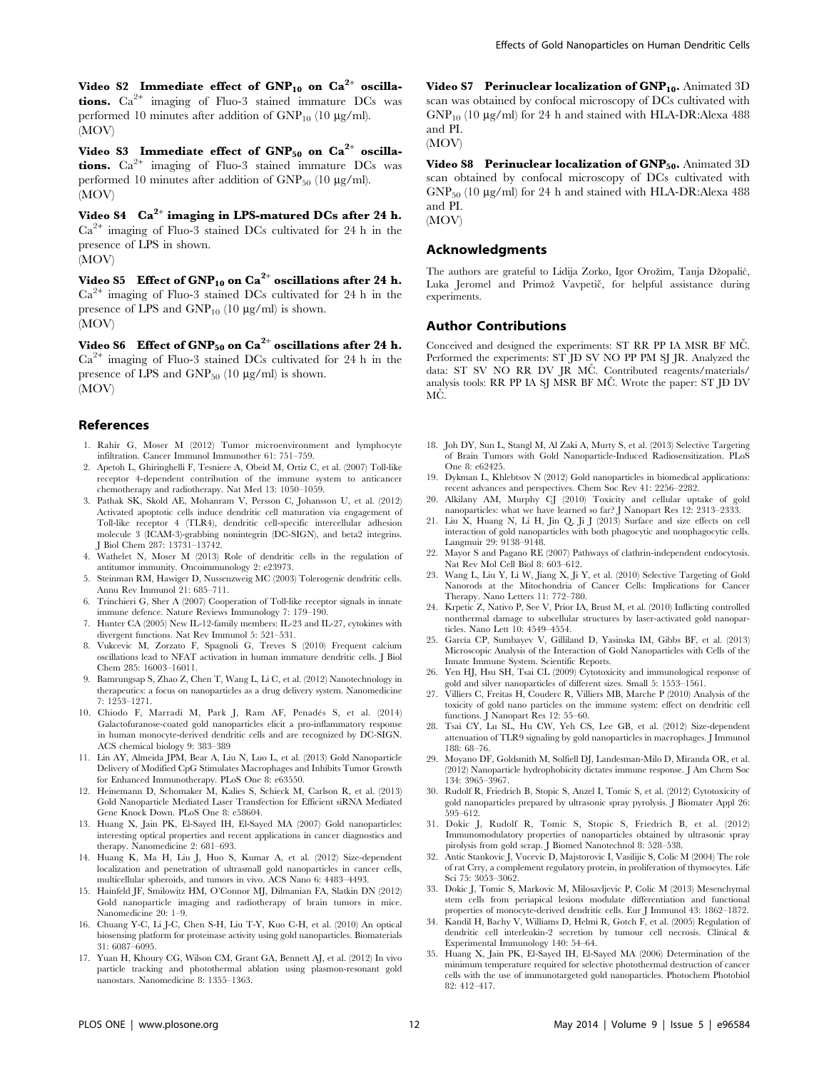**Video S2 Immediate effect of $GNP_{10}$ on $Ca^{2+}$ oscillations.** $Ca^{2+}$ imaging of Fluo-3 stained immature DCs was performed 10 minutes after addition of $GNP_{10}$ (10 µg/ml).
(MOV)

**Video S3 Immediate effect of $GNP_{50}$ on $Ca^{2+}$ oscillations.** $Ca^{2+}$ imaging of Fluo-3 stained immature DCs was performed 10 minutes after addition of $GNP_{50}$ (10 µg/ml).
(MOV)

**Video S4 $Ca^{2+}$ imaging in LPS-matured DCs after 24 h.** $Ca^{2+}$ imaging of Fluo-3 stained DCs cultivated for 24 h in the presence of LPS in shown.
(MOV)

**Video S5 Effect of $GNP_{10}$ on $Ca^{2+}$ oscillations after 24 h.** $Ca^{2+}$ imaging of Fluo-3 stained DCs cultivated for 24 h in the presence of LPS and $GNP_{10}$ (10 µg/ml) is shown.
(MOV)

**Video S6 Effect of $GNP_{50}$ on $Ca^{2+}$ oscillations after 24 h.** $Ca^{2+}$ imaging of Fluo-3 stained DCs cultivated for 24 h in the presence of LPS and $GNP_{50}$ (10 µg/ml) is shown.
(MOV)

**Video S7 Perinuclear localization of $GNP_{10}$.** Animated 3D scan was obtained by confocal microscopy of DCs cultivated with $GNP_{10}$ (10 µg/ml) for 24 h and stained with HLA-DR:Alexa 488 and PI.
(MOV)

**Video S8 Perinuclear localization of $GNP_{50}$.** Animated 3D scan obtained by confocal microscopy of DCs cultivated with $GNP_{50}$ (10 µg/ml) for 24 h and stained with HLA-DR:Alexa 488 and PI.
(MOV)

## Acknowledgments

The authors are grateful to Lidija Zorko, Igor Orožim, Tanja Džopalić, Luka Jeromel and Primož Vavpetič, for helpful assistance during experiments.

## Author Contributions

Conceived and designed the experiments: ST RR PP IA MSR BF MČ. Performed the experiments: ST JD SV NO PP PM SJ JR. Analyzed the data: ST SV NO RR DV JR MČ. Contributed reagents/materials/analysis tools: RR PP IA SJ MSR BF MČ. Wrote the paper: ST JD DV MČ.

## References

1. Rahir G, Moser M (2012) Tumor microenvironment and lymphocyte infiltration. Cancer Immunol Immunother 61: 751–759.
2. Apetoh L, Ghiringhelli F, Tesniere A, Obeid M, Ortiz C, et al. (2007) Toll-like receptor 4-dependent contribution of the immune system to anticancer chemotherapy and radiotherapy. Nat Med 13: 1050–1059.
3. Pathak SK, Skold AE, Mohanram V, Persson C, Johansson U, et al. (2012) Activated apoptotic cells induce dendritic cell maturation via engagement of Toll-like receptor 4 (TLR4), dendritic cell-specific intercellular adhesion molecule 3 (ICAM-3)-grabbing nonintegrin (DC-SIGN), and beta2 integrins. J Biol Chem 287: 13731–13742.
4. Wathelet N, Moser M (2013) Role of dendritic cells in the regulation of antitumor immunity. Oncoimmunology 2: e23973.
5. Steinman RM, Hawiger D, Nussenzweig MC (2003) Tolerogenic dendritic cells. Annu Rev Immunol 21: 685–711.
6. Trinchieri G, Sher A (2007) Cooperation of Toll-like receptor signals in innate immune defence. Nature Reviews Immunology 7: 179–190.
7. Hunter CA (2005) New IL-12-family members: IL-23 and IL-27, cytokines with divergent functions. Nat Rev Immunol 5: 521–531.
8. Vukcevic M, Zorzato F, Spagnoli G, Treves S (2010) Frequent calcium oscillations lead to NFAT activation in human immature dendritic cells. J Biol Chem 285: 16003–16011.
9. Bamrungsap S, Zhao Z, Chen T, Wang L, Li C, et al. (2012) Nanotechnology in therapeutics: a focus on nanoparticles as a drug delivery system. Nanomedicine 7: 1253–1271.
10. Chiodo F, Marradi M, Park J, Ram AF, Penadés S, et al. (2014) Galactofuranose-coated gold nanoparticles elicit a pro-inflammatory response in human monocyte-derived dendritic cells and are recognized by DC-SIGN. ACS chemical biology 9: 383–389
11. Lin AY, Almeida JPM, Bear A, Liu N, Luo L, et al. (2013) Gold Nanoparticle Delivery of Modified CpG Stimulates Macrophages and Inhibits Tumor Growth for Enhanced Immunotherapy. PLoS One 8: e63550.
12. Heinemann D, Schomaker M, Kalies S, Schieck M, Carlson R, et al. (2013) Gold Nanoparticle Mediated Laser Transfection for Efficient siRNA Mediated Gene Knock Down. PLoS One 8: e58604.
13. Huang X, Jain PK, El-Sayed IH, El-Sayed MA (2007) Gold nanoparticles: interesting optical properties and recent applications in cancer diagnostics and therapy. Nanomedicine 2: 681–693.
14. Huang K, Ma H, Liu J, Huo S, Kumar A, et al. (2012) Size-dependent localization and penetration of ultrasmall gold nanoparticles in cancer cells, multicellular spheroids, and tumors in vivo. ACS Nano 6: 4483–4493.
15. Hainfeld JF, Smilowitz HM, O'Connor MJ, Dilmanian FA, Slatkin DN (2012) Gold nanoparticle imaging and radiotherapy of brain tumors in mice. Nanomedicine 20: 1–9.
16. Chuang Y-C, Li J-C, Chen S-H, Liu T-Y, Kuo C-H, et al. (2010) An optical biosensing platform for proteinase activity using gold nanoparticles. Biomaterials 31: 6087–6095.
17. Yuan H, Khoury CG, Wilson CM, Grant GA, Bennett AJ, et al. (2012) In vivo particle tracking and photothermal ablation using plasmon-resonant gold nanostars. Nanomedicine 8: 1355–1363.
18. Joh DY, Sun L, Stangl M, Al Zaki A, Murty S, et al. (2013) Selective Targeting of Brain Tumors with Gold Nanoparticle-Induced Radiosensitization. PLoS One 8: e62425.
19. Dykman L, Khlebtsov N (2012) Gold nanoparticles in biomedical applications: recent advances and perspectives. Chem Soc Rev 41: 2256–2282.
20. Alkilany AM, Murphy CJ (2010) Toxicity and cellular uptake of gold nanoparticles: what we have learned so far? J Nanopart Res 12: 2313–2333.
21. Liu X, Huang N, Li H, Jin Q, Ji J (2013) Surface and size effects on cell interaction of gold nanoparticles with both phagocytic and nonphagocytic cells. Langmuir 29: 9138–9148.
22. Mayor S and Pagano RE (2007) Pathways of clathrin-independent endocytosis. Nat Rev Mol Cell Biol 8: 603–612.
23. Wang L, Liu Y, Li W, Jiang X, Ji Y, et al. (2010) Selective Targeting of Gold Nanorods at the Mitochondria of Cancer Cells: Implications for Cancer Therapy. Nano Letters 11: 772–780.
24. Krpetic Z, Nativo P, See V, Prior IA, Brust M, et al. (2010) Inflicting controlled nonthermal damage to subcellular structures by laser-activated gold nanoparticles. Nano Lett 10: 4549–4554.
25. García CP, Sumbayev V, Gilliland D, Yasinska IM, Gibbs BF, et al. (2013) Microscopic Analysis of the Interaction of Gold Nanoparticles with Cells of the Innate Immune System. Scientific Reports.
26. Yen HJ, Hsu SH, Tsai CL (2009) Cytotoxicity and immunological response of gold and silver nanoparticles of different sizes. Small 5: 1553–1561.
27. Villiers C, Freitas H, Couderc R, Villiers MB, Marche P (2010) Analysis of the toxicity of gold nano particles on the immune system: effect on dendritic cell functions. J Nanopart Res 12: 55–60.
28. Tsai CY, Lu SL, Hu CW, Yeh CS, Lee GB, et al. (2012) Size-dependent attenuation of TLR9 signaling by gold nanoparticles in macrophages. J Immunol 188: 68–76.
29. Moyano DF, Goldsmith M, Solfiell DJ, Landesman-Milo D, Miranda OR, et al. (2012) Nanoparticle hydrophobicity dictates immune response. J Am Chem Soc 134: 3965–3967.
30. Rudolf R, Friedrich B, Stopic S, Anzel I, Tomic S, et al. (2012) Cytotoxicity of gold nanoparticles prepared by ultrasonic spray pyrolysis. J Biomater Appl 26: 595–612.
31. Dokic J, Rudolf R, Tomic S, Stopic S, Friedrich B, et al. (2012) Immunomodulatory properties of nanoparticles obtained by ultrasonic spray pirolysis from gold scrap. J Biomed Nanotechnol 8: 528–538.
32. Antic Stankovic J, Vucevic D, Majstorovic I, Vasilijic S, Colic M (2004) The role of rat Crry, a complement regulatory protein, in proliferation of thymocytes. Life Sci 75: 3053–3062.
33. Dokic J, Tomic S, Markovic M, Milosavljevic P, Colic M (2013) Mesenchymal stem cells from periapical lesions modulate differentiation and functional properties of monocyte-derived dendritic cells. Eur J Immunol 43: 1862–1872.
34. Kandil H, Bachy V, Williams D, Helmi R, Gotch F, et al. (2005) Regulation of dendritic cell interleukin-2 secretion by tumour cell necrosis. Clinical & Experimental Immunology 140: 54–64.
35. Huang X, Jain PK, El-Sayed IH, El-Sayed MA (2006) Determination of the minimum temperature required for selective photothermal destruction of cancer cells with the use of immunotargeted gold nanoparticles. Photochem Photobiol 82: 412–417.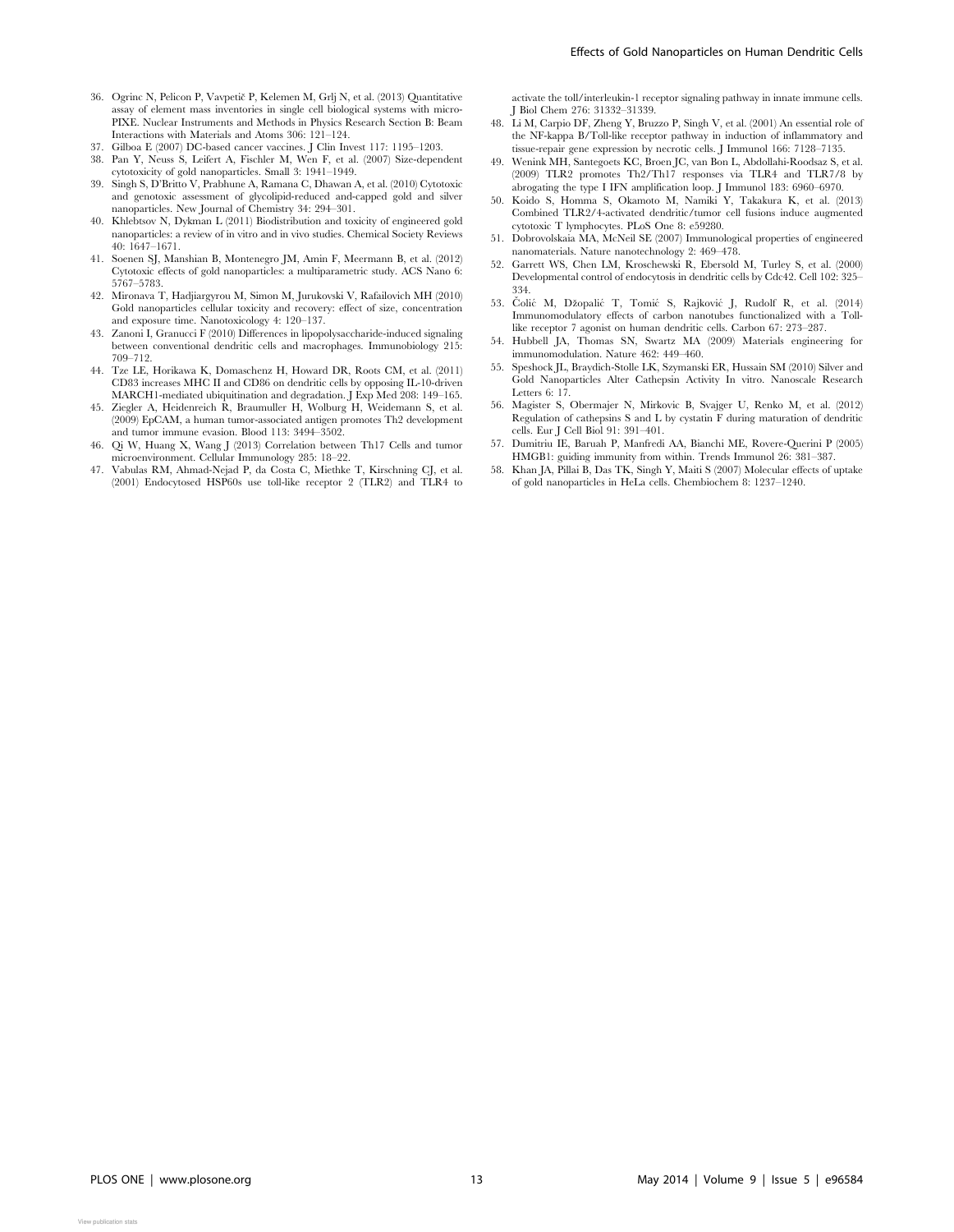36. Ogrinc N, Pelicon P, Vavpetič P, Kelemen M, Grlj N, et al. (2013) Quantitative assay of element mass inventories in single cell biological systems with micro-PIXE. Nuclear Instruments and Methods in Physics Research Section B: Beam Interactions with Materials and Atoms 306: 121–124.
37. Gilboa E (2007) DC-based cancer vaccines. J Clin Invest 117: 1195–1203.
38. Pan Y, Neuss S, Leifert A, Fischler M, Wen F, et al. (2007) Size-dependent cytotoxicity of gold nanoparticles. Small 3: 1941–1949.
39. Singh S, D'Britto V, Prabhune A, Ramana C, Dhawan A, et al. (2010) Cytotoxic and genotoxic assessment of glycolipid-reduced and-capped gold and silver nanoparticles. New Journal of Chemistry 34: 294–301.
40. Khlebtsov N, Dykman L (2011) Biodistribution and toxicity of engineered gold nanoparticles: a review of in vitro and in vivo studies. Chemical Society Reviews 40: 1647–1671.
41. Soenen SJ, Manshian B, Montenegro JM, Amin F, Meermann B, et al. (2012) Cytotoxic effects of gold nanoparticles: a multiparametric study. ACS Nano 6: 5767–5783.
42. Mironava T, Hadjiargyrou M, Simon M, Jurukovski V, Rafailovich MH (2010) Gold nanoparticles cellular toxicity and recovery: effect of size, concentration and exposure time. Nanotoxicology 4: 120–137.
43. Zanoni I, Granucci F (2010) Differences in lipopolysaccharide-induced signaling between conventional dendritic cells and macrophages. Immunobiology 215: 709–712.
44. Tze LE, Horikawa K, Domaschenz H, Howard DR, Roots CM, et al. (2011) CD83 increases MHC II and CD86 on dendritic cells by opposing IL-10-driven MARCH1-mediated ubiquitination and degradation. J Exp Med 208: 149–165.
45. Ziegler A, Heidenreich R, Braumuller H, Wolburg H, Weidemann S, et al. (2009) EpCAM, a human tumor-associated antigen promotes Th2 development and tumor immune evasion. Blood 113: 3494–3502.
46. Qi W, Huang X, Wang J (2013) Correlation between Th17 Cells and tumor microenvironment. Cellular Immunology 285: 18–22.
47. Vabulas RM, Ahmad-Nejad P, da Costa C, Miethke T, Kirschning CJ, et al. (2001) Endocytosed HSP60s use toll-like receptor 2 (TLR2) and TLR4 to activate the toll/interleukin-1 receptor signaling pathway in innate immune cells. J Biol Chem 276: 31332–31339.
48. Li M, Carpio DF, Zheng Y, Bruzzo P, Singh V, et al. (2001) An essential role of the NF-kappa B/Toll-like receptor pathway in induction of inflammatory and tissue-repair gene expression by necrotic cells. J Immunol 166: 7128–7135.
49. Wenink MH, Santegoets KC, Broen JC, van Bon L, Abdollahi-Roodsaz S, et al. (2009) TLR2 promotes Th2/Th17 responses via TLR4 and TLR7/8 by abrogating the type I IFN amplification loop. J Immunol 183: 6960–6970.
50. Koido S, Homma S, Okamoto M, Namiki Y, Takakura K, et al. (2013) Combined TLR2/4-activated dendritic/tumor cell fusions induce augmented cytotoxic T lymphocytes. PLoS One 8: e59280.
51. Dobrovolskaia MA, McNeil SE (2007) Immunological properties of engineered nanomaterials. Nature nanotechnology 2: 469–478.
52. Garrett WS, Chen LM, Kroschewski R, Ebersold M, Turley S, et al. (2000) Developmental control of endocytosis in dendritic cells by Cdc42. Cell 102: 325–334.
53. Čolić M, Džopalić T, Tomić S, Rajković J, Rudolf R, et al. (2014) Immunomodulatory effects of carbon nanotubes functionalized with a Toll-like receptor 7 agonist on human dendritic cells. Carbon 67: 273–287.
54. Hubbell JA, Thomas SN, Swartz MA (2009) Materials engineering for immunomodulation. Nature 462: 449–460.
55. Speshock JL, Braydich-Stolle LK, Szymanski ER, Hussain SM (2010) Silver and Gold Nanoparticles Alter Cathepsin Activity In vitro. Nanoscale Research Letters 6: 17.
56. Magister S, Obermajer N, Mirkovic B, Svajger U, Renko M, et al. (2012) Regulation of cathepsins S and L by cystatin F during maturation of dendritic cells. Eur J Cell Biol 91: 391–401.
57. Dumitriu IE, Baruah P, Manfredi AA, Bianchi ME, Rovere-Querini P (2005) HMGB1: guiding immunity from within. Trends Immunol 26: 381–387.
58. Khan JA, Pillai B, Das TK, Singh Y, Maiti S (2007) Molecular effects of uptake of gold nanoparticles in HeLa cells. Chembiochem 8: 1237–1240.